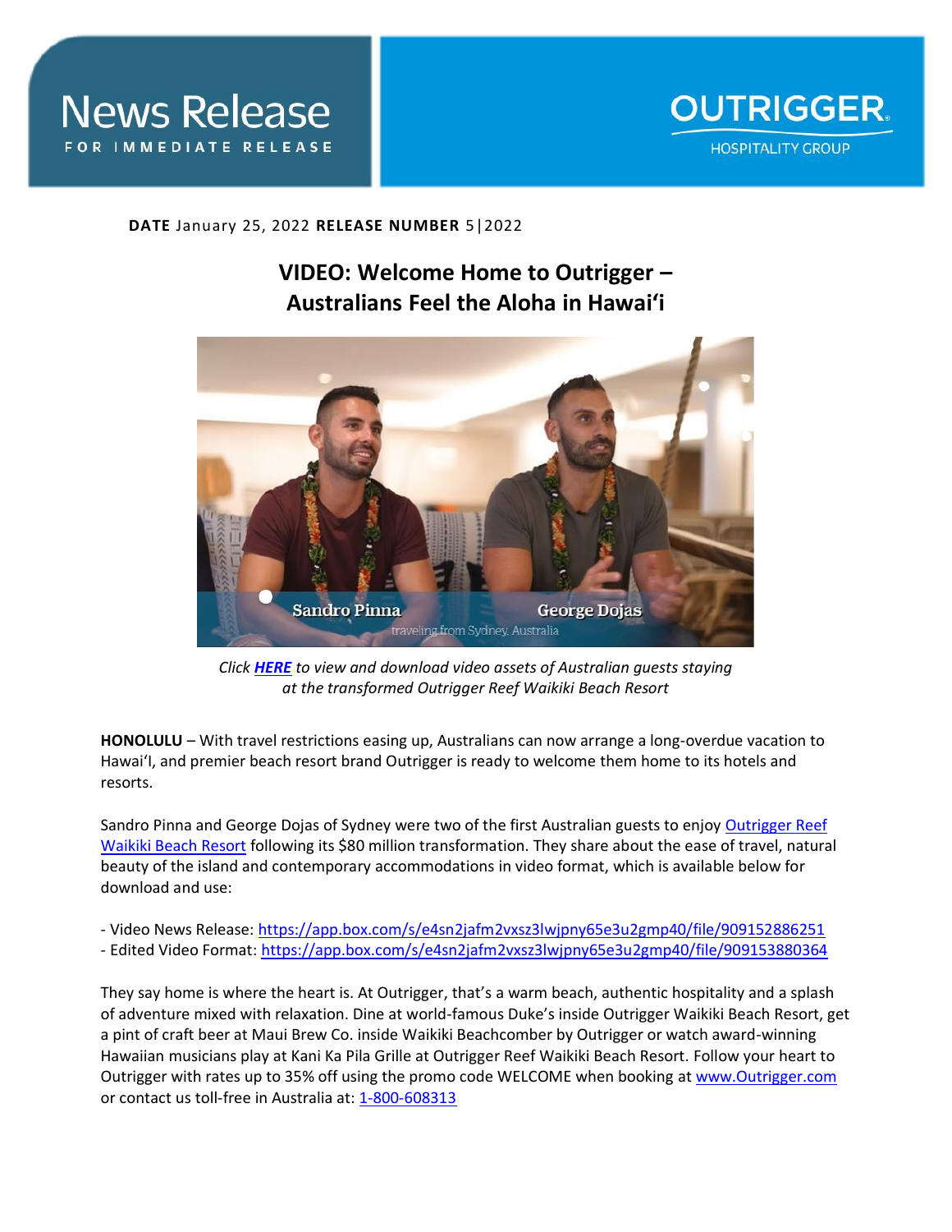# News Release

FOR IMMEDIATE RELEASE

OUTRIGGER HOSPITALITY GROUP

**DATE** January 25, 2022 **RELEASE NUMBER** 5|2022

## VIDEO: Welcome Home to Outrigger – Australians Feel the Aloha in Hawaiʻi

*Click **HERE** to view and download video assets of Australian guests staying at the transformed Outrigger Reef Waikiki Beach Resort*

**HONOLULU** – With travel restrictions easing up, Australians can now arrange a long-overdue vacation to HawaiʻI, and premier beach resort brand Outrigger is ready to welcome them home to its hotels and resorts.

Sandro Pinna and George Dojas of Sydney were two of the first Australian guests to enjoy Outrigger Reef Waikiki Beach Resort following its $80 million transformation. They share about the ease of travel, natural beauty of the island and contemporary accommodations in video format, which is available below for download and use:

- Video News Release: https://app.box.com/s/e4sn2jafm2vxsz3lwjpny65e3u2gmp40/file/909152886251
- Edited Video Format: https://app.box.com/s/e4sn2jafm2vxsz3lwjpny65e3u2gmp40/file/909153880364

They say home is where the heart is. At Outrigger, that's a warm beach, authentic hospitality and a splash of adventure mixed with relaxation. Dine at world-famous Duke's inside Outrigger Waikiki Beach Resort, get a pint of craft beer at Maui Brew Co. inside Waikiki Beachcomber by Outrigger or watch award-winning Hawaiian musicians play at Kani Ka Pila Grille at Outrigger Reef Waikiki Beach Resort. Follow your heart to Outrigger with rates up to 35% off using the promo code WELCOME when booking at www.Outrigger.com or contact us toll-free in Australia at: 1-800-608313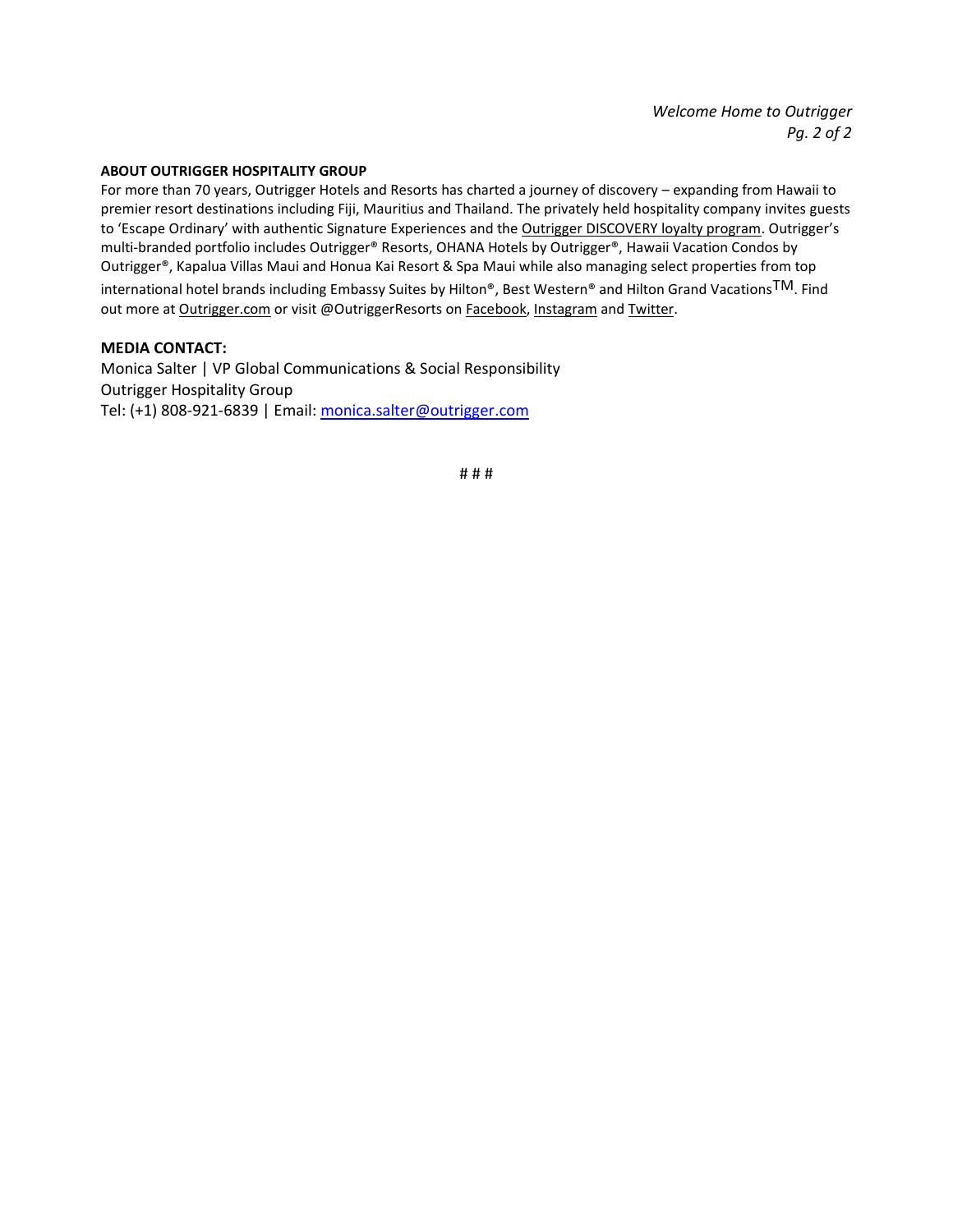**ABOUT OUTRIGGER HOSPITALITY GROUP**

For more than 70 years, Outrigger Hotels and Resorts has charted a journey of discovery – expanding from Hawaii to premier resort destinations including Fiji, Mauritius and Thailand. The privately held hospitality company invites guests to 'Escape Ordinary' with authentic Signature Experiences and the Outrigger DISCOVERY loyalty program. Outrigger's multi-branded portfolio includes Outrigger® Resorts, OHANA Hotels by Outrigger®, Hawaii Vacation Condos by Outrigger®, Kapalua Villas Maui and Honua Kai Resort & Spa Maui while also managing select properties from top international hotel brands including Embassy Suites by Hilton®, Best Western® and Hilton Grand Vacations™. Find out more at Outrigger.com or visit @OutriggerResorts on Facebook, Instagram and Twitter.

**MEDIA CONTACT:**

Monica Salter | VP Global Communications & Social Responsibility
Outrigger Hospitality Group
Tel: (+1) 808-921-6839 | Email: monica.salter@outrigger.com

# # #